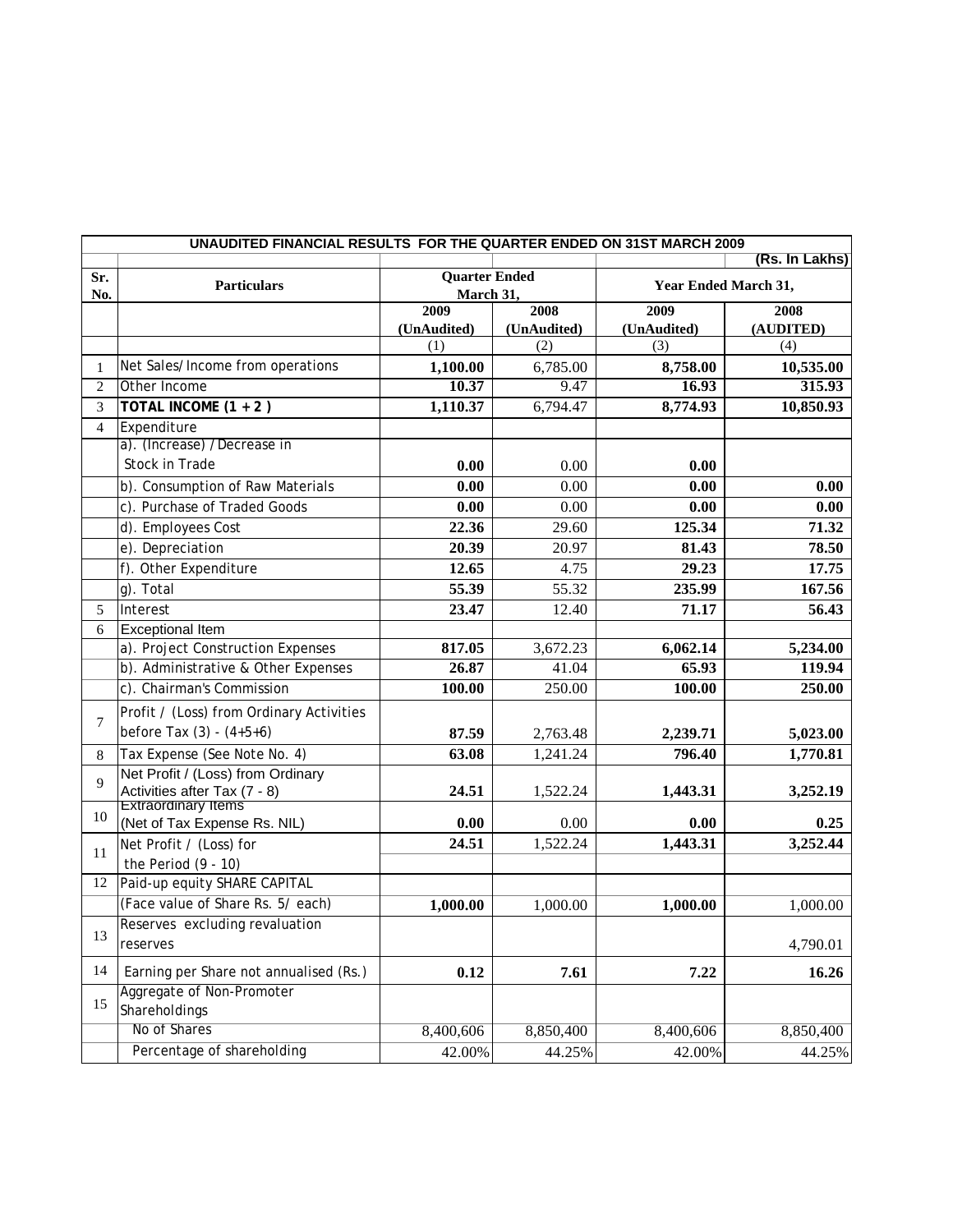| UNAUDITED FINANCIAL RESULTS FOR THE QUARTER ENDED ON 31ST MARCH 2009 | | | | | |
|---|---|---|---|---|---|
| | | | | | (Rs. In Lakhs) |
| Sr. No. | Particulars | Quarter Ended March 31, | | Year Ended March 31, | |
| | | 2009 (UnAudited) | 2008 (UnAudited) | 2009 (UnAudited) | 2008 (AUDITED) |
| | | (1) | (2) | (3) | (4) |
| 1 | Net Sales/Income from operations | **1,100.00** | 6,785.00 | **8,758.00** | **10,535.00** |
| 2 | Other Income | **10.37** | 9.47 | **16.93** | **315.93** |
| 3 | **TOTAL INCOME (1 + 2 )** | **1,110.37** | 6,794.47 | **8,774.93** | **10,850.93** |
| 4 | Expenditure | | | | |
| | a). (Increase) /Decrease in Stock in Trade | **0.00** | 0.00 | **0.00** | |
| | b). Consumption of Raw Materials | **0.00** | 0.00 | **0.00** | **0.00** |
| | c). Purchase of Traded Goods | **0.00** | 0.00 | **0.00** | **0.00** |
| | d). Employees Cost | **22.36** | 29.60 | **125.34** | **71.32** |
| | e). Depreciation | **20.39** | 20.97 | **81.43** | **78.50** |
| | f). Other Expenditure | **12.65** | 4.75 | **29.23** | **17.75** |
| | g). Total | **55.39** | 55.32 | **235.99** | **167.56** |
| 5 | Interest | **23.47** | 12.40 | **71.17** | **56.43** |
| 6 | Exceptional Item | | | | |
| | a). Project Construction Expenses | **817.05** | 3,672.23 | **6,062.14** | **5,234.00** |
| | b). Administrative & Other Expenses | **26.87** | 41.04 | **65.93** | **119.94** |
| | c). Chairman's Commission | **100.00** | 250.00 | **100.00** | **250.00** |
| 7 | Profit / (Loss) from Ordinary Activities before Tax (3) - (4+5+6) | **87.59** | 2,763.48 | **2,239.71** | **5,023.00** |
| 8 | Tax Expense (See Note No. 4) | **63.08** | 1,241.24 | **796.40** | **1,770.81** |
| 9 | Net Profit / (Loss) from Ordinary Activities after Tax (7 - 8) | **24.51** | 1,522.24 | **1,443.31** | **3,252.19** |
| 10 | Extraordinary Items (Net of Tax Expense Rs. NIL) | **0.00** | 0.00 | **0.00** | **0.25** |
| 11 | Net Profit / (Loss) for the Period (9 - 10) | **24.51** | 1,522.24 | **1,443.31** | **3,252.44** |
| 12 | Paid-up equity SHARE CAPITAL | | | | |
| | (Face value of Share Rs. 5/ each) | **1,000.00** | 1,000.00 | **1,000.00** | 1,000.00 |
| 13 | Reserves excluding revaluation reserves | | | | 4,790.01 |
| 14 | Earning per Share not annualised (Rs.) | **0.12** | **7.61** | **7.22** | **16.26** |
| 15 | Aggregate of Non-Promoter Shareholdings | | | | |
| | No of Shares | 8,400,606 | 8,850,400 | 8,400,606 | 8,850,400 |
| | Percentage of shareholding | 42.00% | 44.25% | 42.00% | 44.25% |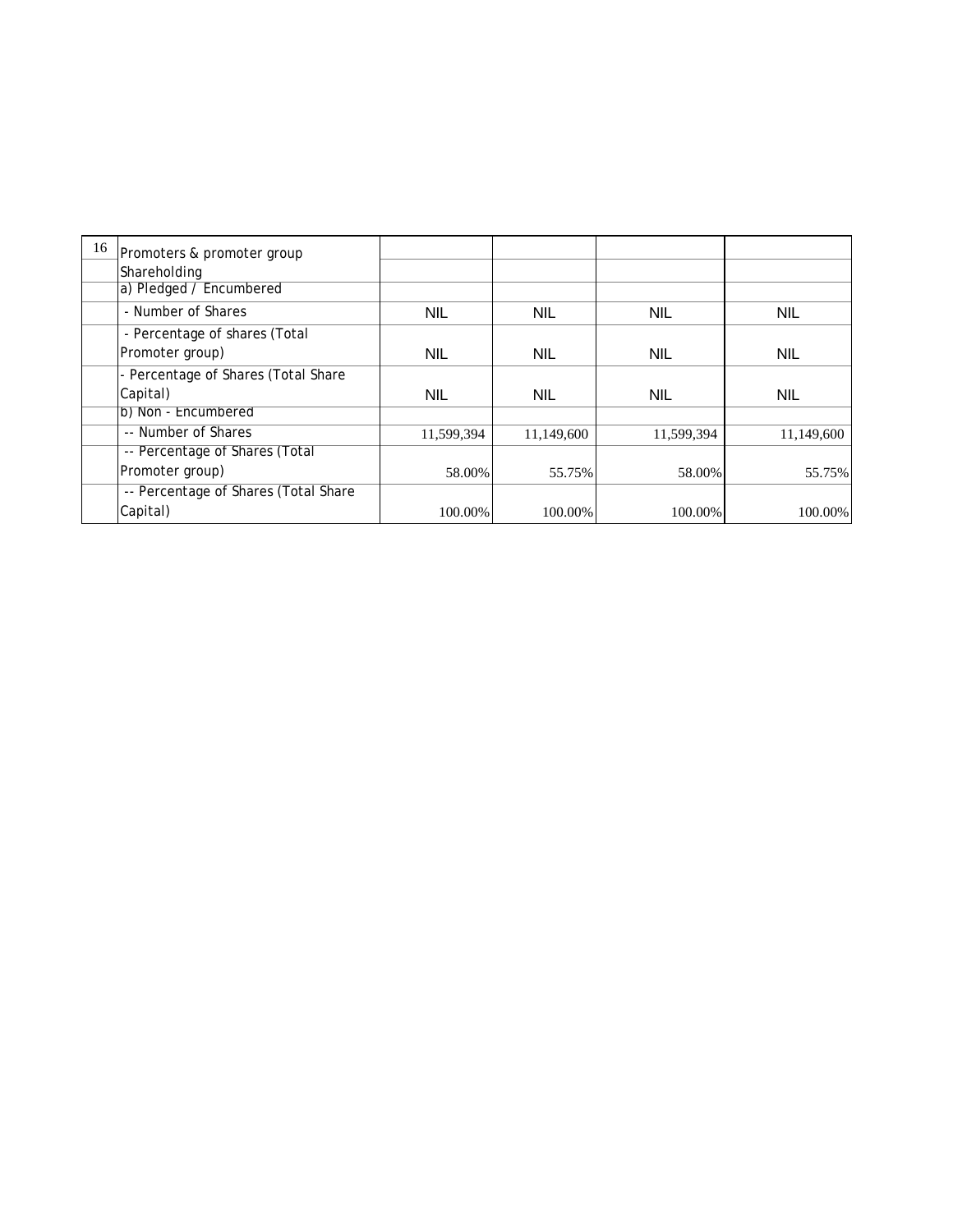| 16 | Promoters & promoter group Shareholding | | | | |
|---|---|---|---|---|---|
| | a) Pledged / Encumbered | | | | |
| | - Number of Shares | NIL | NIL | NIL | NIL |
| | - Percentage of shares (Total Promoter group) | NIL | NIL | NIL | NIL |
| | - Percentage of Shares (Total Share Capital) | NIL | NIL | NIL | NIL |
| | b) Non - Encumbered | | | | |
| | -- Number of Shares | 11,599,394 | 11,149,600 | 11,599,394 | 11,149,600 |
| | -- Percentage of Shares (Total Promoter group) | 58.00% | 55.75% | 58.00% | 55.75% |
| | -- Percentage of Shares (Total Share Capital) | 100.00% | 100.00% | 100.00% | 100.00% |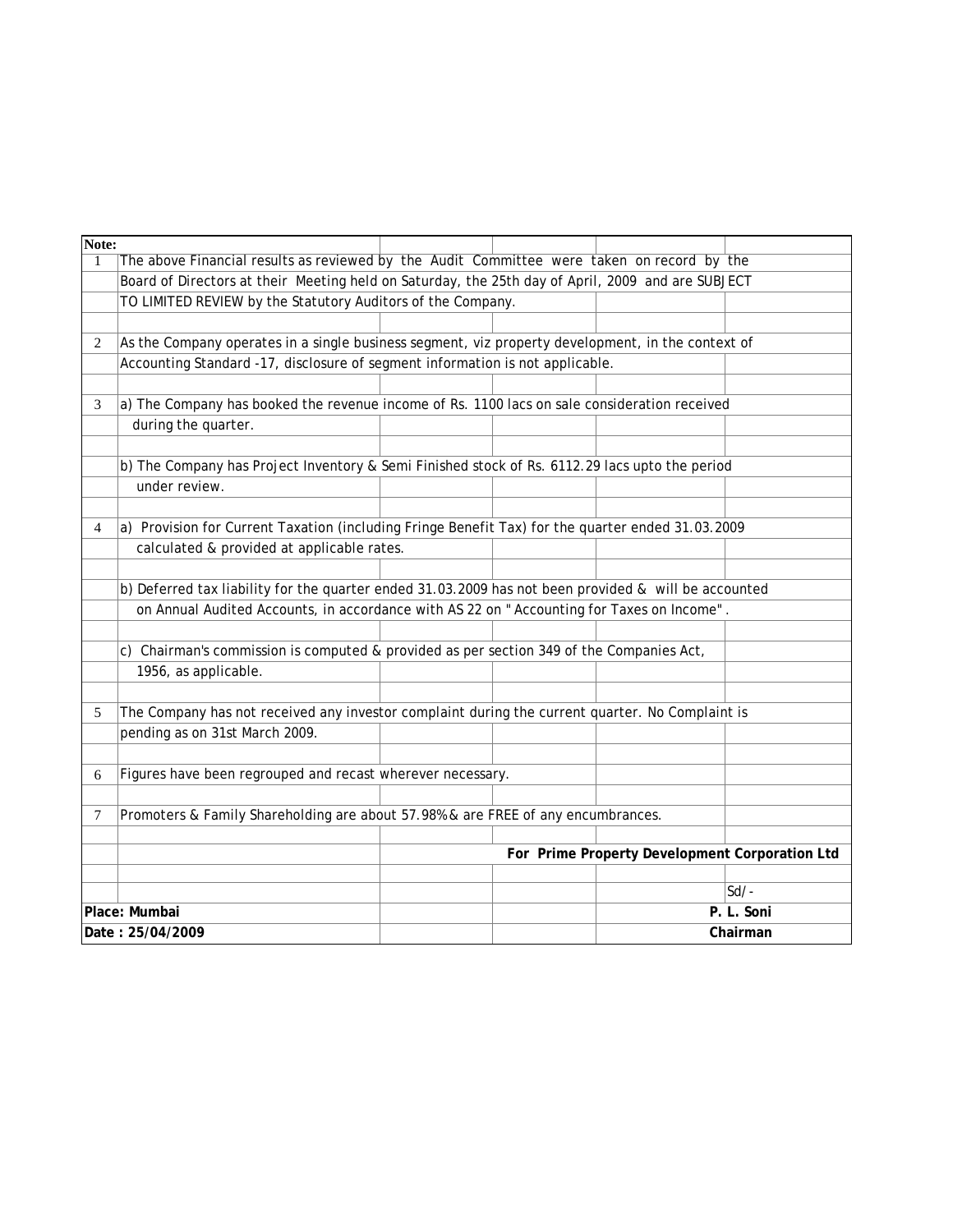**Note:**

1. The above Financial results as reviewed by the Audit Committee were taken on record by the Board of Directors at their Meeting held on Saturday, the 25th day of April, 2009 and are SUBJECT TO LIMITED REVIEW by the Statutory Auditors of the Company.

2. As the Company operates in a single business segment, viz property development, in the context of Accounting Standard -17, disclosure of segment information is not applicable.

3. a) The Company has booked the revenue income of Rs. 1100 lacs on sale consideration received during the quarter.

   b) The Company has Project Inventory & Semi Finished stock of Rs. 6112.29 lacs upto the period under review.

4. a) Provision for Current Taxation (including Fringe Benefit Tax) for the quarter ended 31.03.2009 calculated & provided at applicable rates.

   b) Deferred tax liability for the quarter ended 31.03.2009 has not been provided & will be accounted on Annual Audited Accounts, in accordance with AS 22 on " Accounting for Taxes on Income".

   c) Chairman's commission is computed & provided as per section 349 of the Companies Act, 1956, as applicable.

5. The Company has not received any investor complaint during the current quarter. No Complaint is pending as on 31st March 2009.

6. Figures have been regrouped and recast wherever necessary.

7. Promoters & Family Shareholding are about 57.98% & are FREE of any encumbrances.

**For Prime Property Development Corporation Ltd**

Sd/-

**P. L. Soni**

**Chairman**

**Place: Mumbai**

**Date : 25/04/2009**